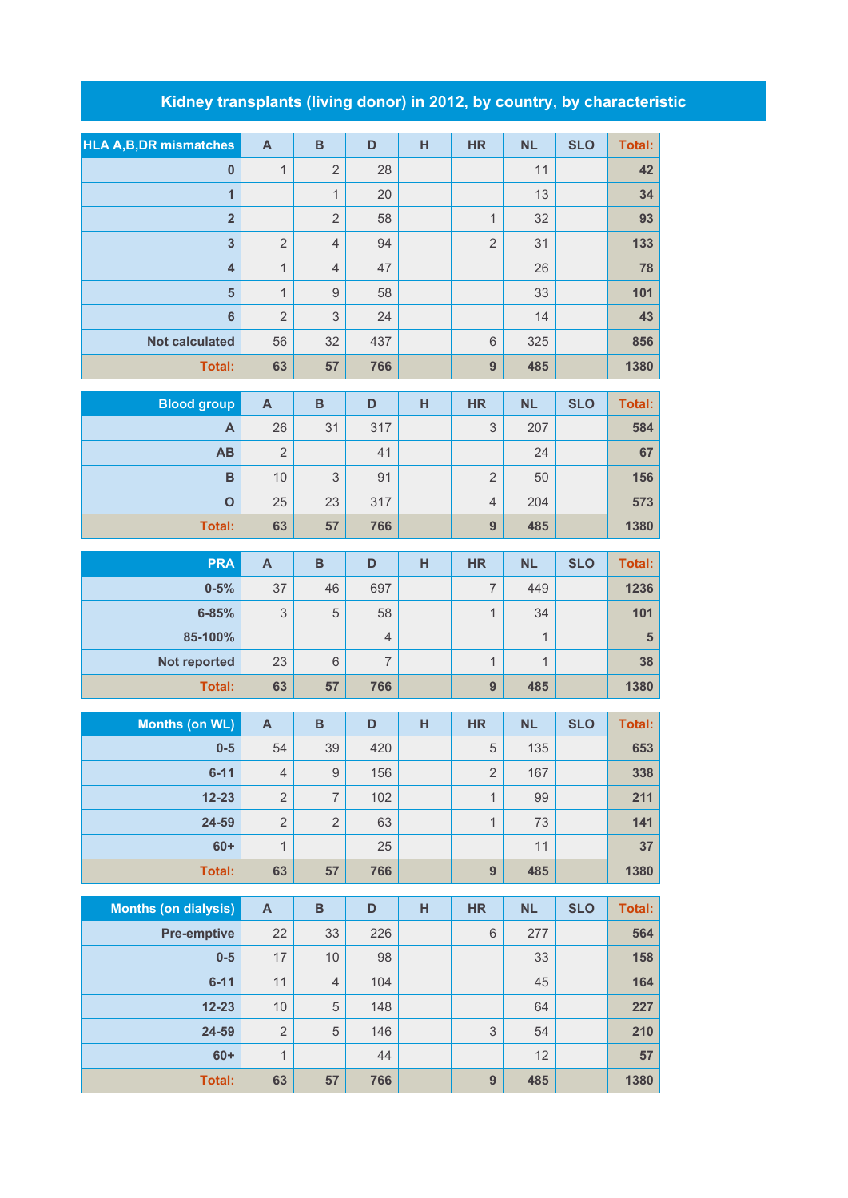# Kidney transplants (living donor) in 2012, by country, by characteristic

| HLA A,B,DR mismatches | A | B | D | H | HR | NL | SLO | Total: |
|---|---|---|---|---|---|---|---|---|
| 0 | 1 | 2 | 28 | | | 11 | | 42 |
| 1 | | 1 | 20 | | | 13 | | 34 |
| 2 | | 2 | 58 | | 1 | 32 | | 93 |
| 3 | 2 | 4 | 94 | | 2 | 31 | | 133 |
| 4 | 1 | 4 | 47 | | | 26 | | 78 |
| 5 | 1 | 9 | 58 | | | 33 | | 101 |
| 6 | 2 | 3 | 24 | | | 14 | | 43 |
| Not calculated | 56 | 32 | 437 | | 6 | 325 | | 856 |
| Total: | 63 | 57 | 766 | | 9 | 485 | | 1380 |

| Blood group | A | B | D | H | HR | NL | SLO | Total: |
|---|---|---|---|---|---|---|---|---|
| A | 26 | 31 | 317 | | 3 | 207 | | 584 |
| AB | 2 | | 41 | | | 24 | | 67 |
| B | 10 | 3 | 91 | | 2 | 50 | | 156 |
| O | 25 | 23 | 317 | | 4 | 204 | | 573 |
| Total: | 63 | 57 | 766 | | 9 | 485 | | 1380 |

| PRA | A | B | D | H | HR | NL | SLO | Total: |
|---|---|---|---|---|---|---|---|---|
| 0-5% | 37 | 46 | 697 | | 7 | 449 | | 1236 |
| 6-85% | 3 | 5 | 58 | | 1 | 34 | | 101 |
| 85-100% | | | 4 | | | 1 | | 5 |
| Not reported | 23 | 6 | 7 | | 1 | 1 | | 38 |
| Total: | 63 | 57 | 766 | | 9 | 485 | | 1380 |

| Months (on WL) | A | B | D | H | HR | NL | SLO | Total: |
|---|---|---|---|---|---|---|---|---|
| 0-5 | 54 | 39 | 420 | | 5 | 135 | | 653 |
| 6-11 | 4 | 9 | 156 | | 2 | 167 | | 338 |
| 12-23 | 2 | 7 | 102 | | 1 | 99 | | 211 |
| 24-59 | 2 | 2 | 63 | | 1 | 73 | | 141 |
| 60+ | 1 | | 25 | | | 11 | | 37 |
| Total: | 63 | 57 | 766 | | 9 | 485 | | 1380 |

| Months (on dialysis) | A | B | D | H | HR | NL | SLO | Total: |
|---|---|---|---|---|---|---|---|---|
| Pre-emptive | 22 | 33 | 226 | | 6 | 277 | | 564 |
| 0-5 | 17 | 10 | 98 | | | 33 | | 158 |
| 6-11 | 11 | 4 | 104 | | | 45 | | 164 |
| 12-23 | 10 | 5 | 148 | | | 64 | | 227 |
| 24-59 | 2 | 5 | 146 | | 3 | 54 | | 210 |
| 60+ | 1 | | 44 | | | 12 | | 57 |
| Total: | 63 | 57 | 766 | | 9 | 485 | | 1380 |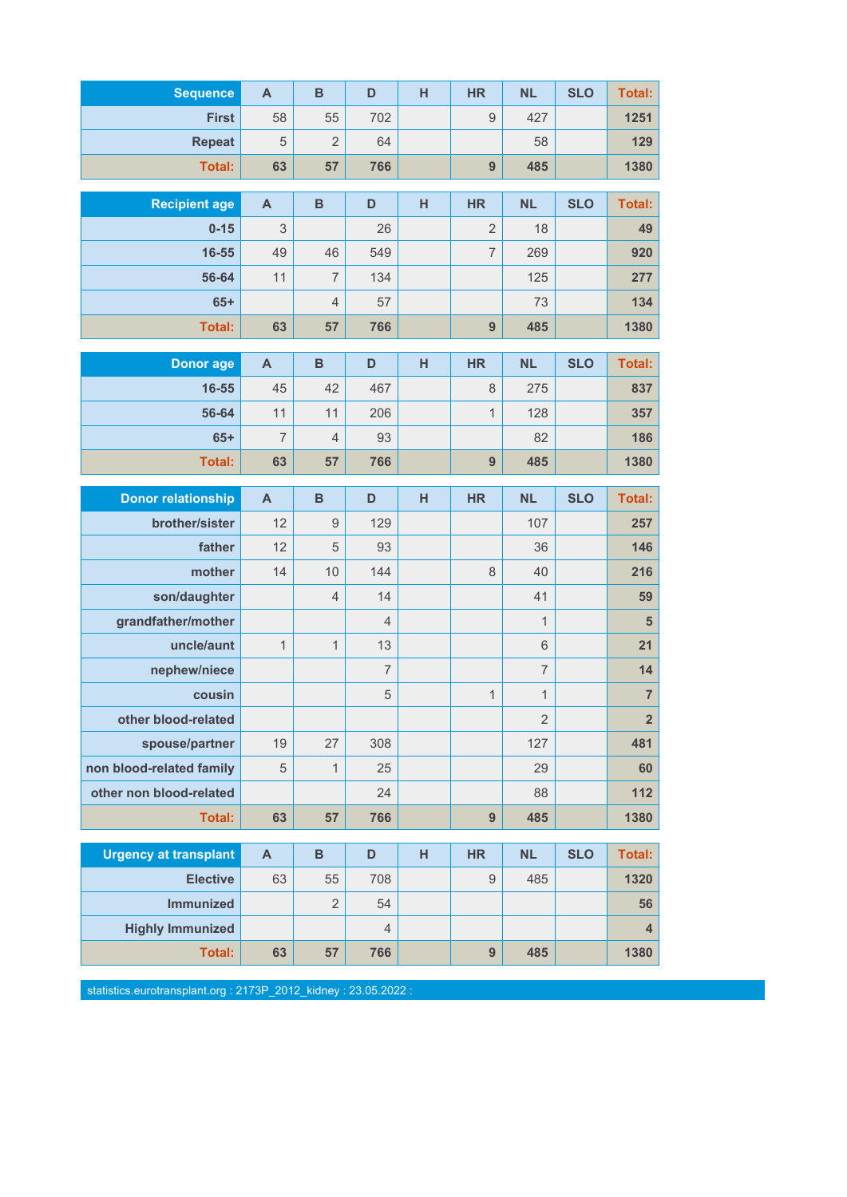| Sequence | A | B | D | H | HR | NL | SLO | Total: |
|---|---|---|---|---|---|---|---|---|
| First | 58 | 55 | 702 | | 9 | 427 | | 1251 |
| Repeat | 5 | 2 | 64 | | | 58 | | 129 |
| Total: | 63 | 57 | 766 | | 9 | 485 | | 1380 |

| Recipient age | A | B | D | H | HR | NL | SLO | Total: |
|---|---|---|---|---|---|---|---|---|
| 0-15 | 3 | | 26 | | 2 | 18 | | 49 |
| 16-55 | 49 | 46 | 549 | | 7 | 269 | | 920 |
| 56-64 | 11 | 7 | 134 | | | 125 | | 277 |
| 65+ | | 4 | 57 | | | 73 | | 134 |
| Total: | 63 | 57 | 766 | | 9 | 485 | | 1380 |

| Donor age | A | B | D | H | HR | NL | SLO | Total: |
|---|---|---|---|---|---|---|---|---|
| 16-55 | 45 | 42 | 467 | | 8 | 275 | | 837 |
| 56-64 | 11 | 11 | 206 | | 1 | 128 | | 357 |
| 65+ | 7 | 4 | 93 | | | 82 | | 186 |
| Total: | 63 | 57 | 766 | | 9 | 485 | | 1380 |

| Donor relationship | A | B | D | H | HR | NL | SLO | Total: |
|---|---|---|---|---|---|---|---|---|
| brother/sister | 12 | 9 | 129 | | | 107 | | 257 |
| father | 12 | 5 | 93 | | | 36 | | 146 |
| mother | 14 | 10 | 144 | | 8 | 40 | | 216 |
| son/daughter | | 4 | 14 | | | 41 | | 59 |
| grandfather/mother | | | 4 | | | 1 | | 5 |
| uncle/aunt | 1 | 1 | 13 | | | 6 | | 21 |
| nephew/niece | | | 7 | | | 7 | | 14 |
| cousin | | | 5 | | 1 | 1 | | 7 |
| other blood-related | | | | | | 2 | | 2 |
| spouse/partner | 19 | 27 | 308 | | | 127 | | 481 |
| non blood-related family | 5 | 1 | 25 | | | 29 | | 60 |
| other non blood-related | | | 24 | | | 88 | | 112 |
| Total: | 63 | 57 | 766 | | 9 | 485 | | 1380 |

| Urgency at transplant | A | B | D | H | HR | NL | SLO | Total: |
|---|---|---|---|---|---|---|---|---|
| Elective | 63 | 55 | 708 | | 9 | 485 | | 1320 |
| Immunized | | 2 | 54 | | | | | 56 |
| Highly Immunized | | | 4 | | | | | 4 |
| Total: | 63 | 57 | 766 | | 9 | 485 | | 1380 |

statistics.eurotransplant.org : 2173P_2012_kidney : 23.05.2022 :